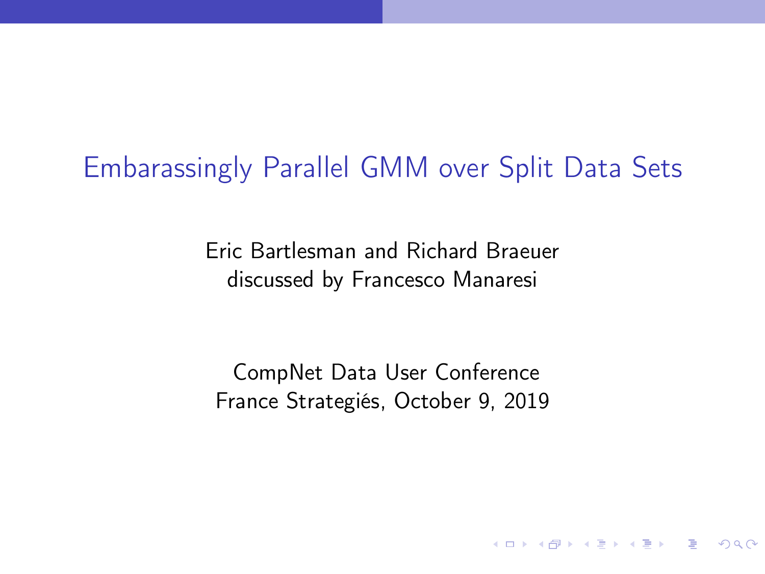# Embarassingly Parallel GMM over Split Data Sets

Eric Bartlesman and Richard Braeuer
discussed by Francesco Manaresi

CompNet Data User Conference
France Strategiés, October 9, 2019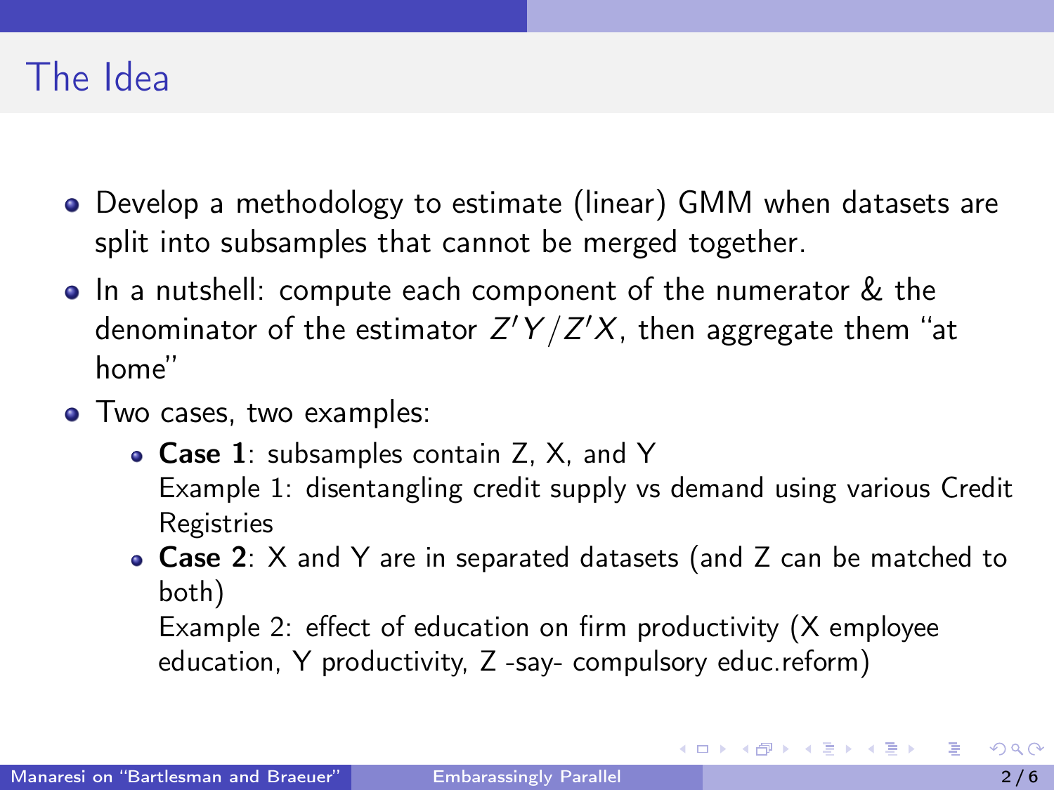# The Idea

- Develop a methodology to estimate (linear) GMM when datasets are split into subsamples that cannot be merged together.
- In a nutshell: compute each component of the numerator & the denominator of the estimator $Z'Y/Z'X$, then aggregate them "at home"
- Two cases, two examples:
  - **Case 1**: subsamples contain Z, X, and Y
    Example 1: disentangling credit supply vs demand using various Credit Registries
  - **Case 2**: X and Y are in separated datasets (and Z can be matched to both)
    Example 2: effect of education on firm productivity (X employee education, Y productivity, Z -say- compulsory educ.reform)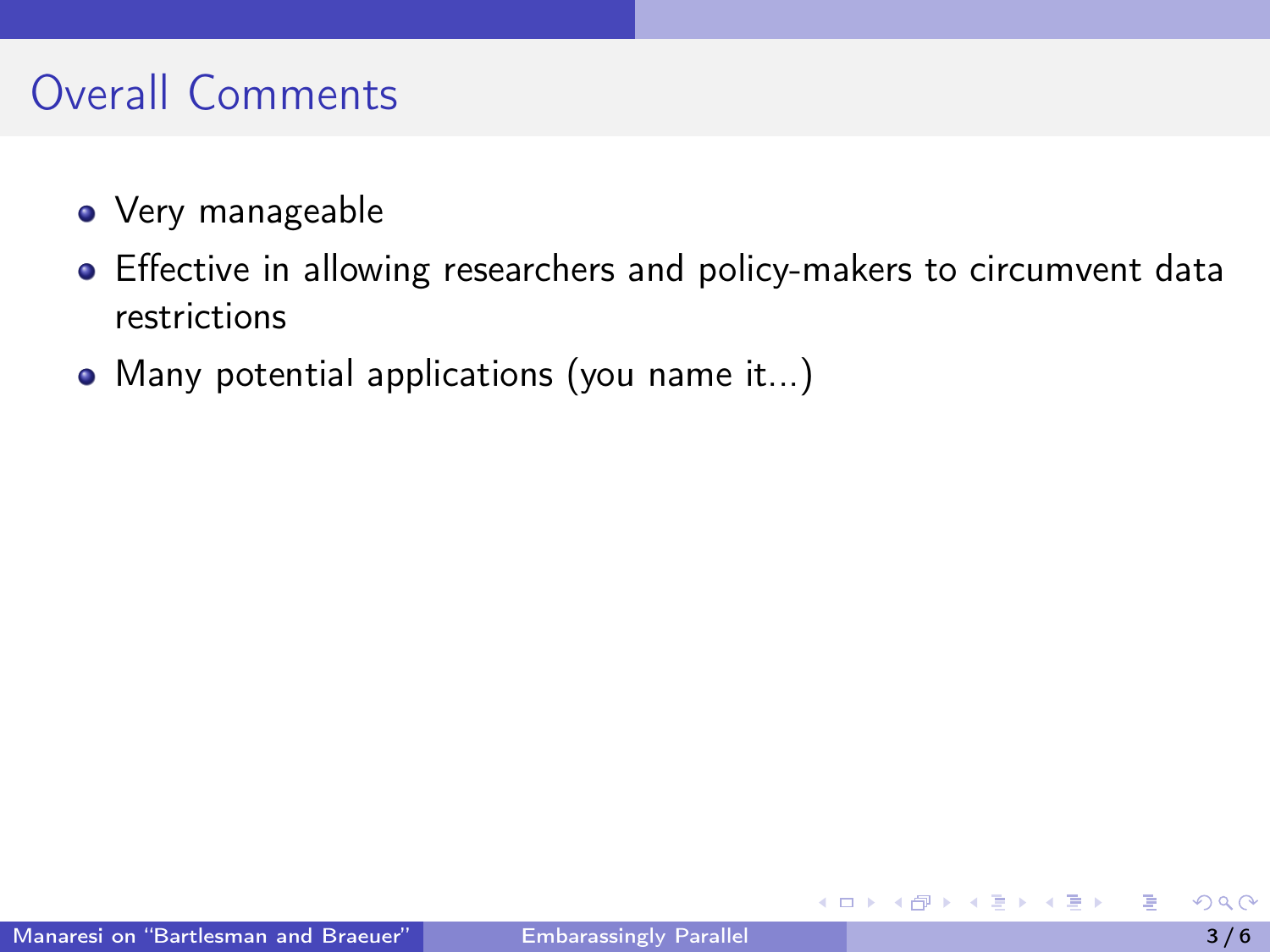# Overall Comments

- Very manageable
- Effective in allowing researchers and policy-makers to circumvent data restrictions
- Many potential applications (you name it...)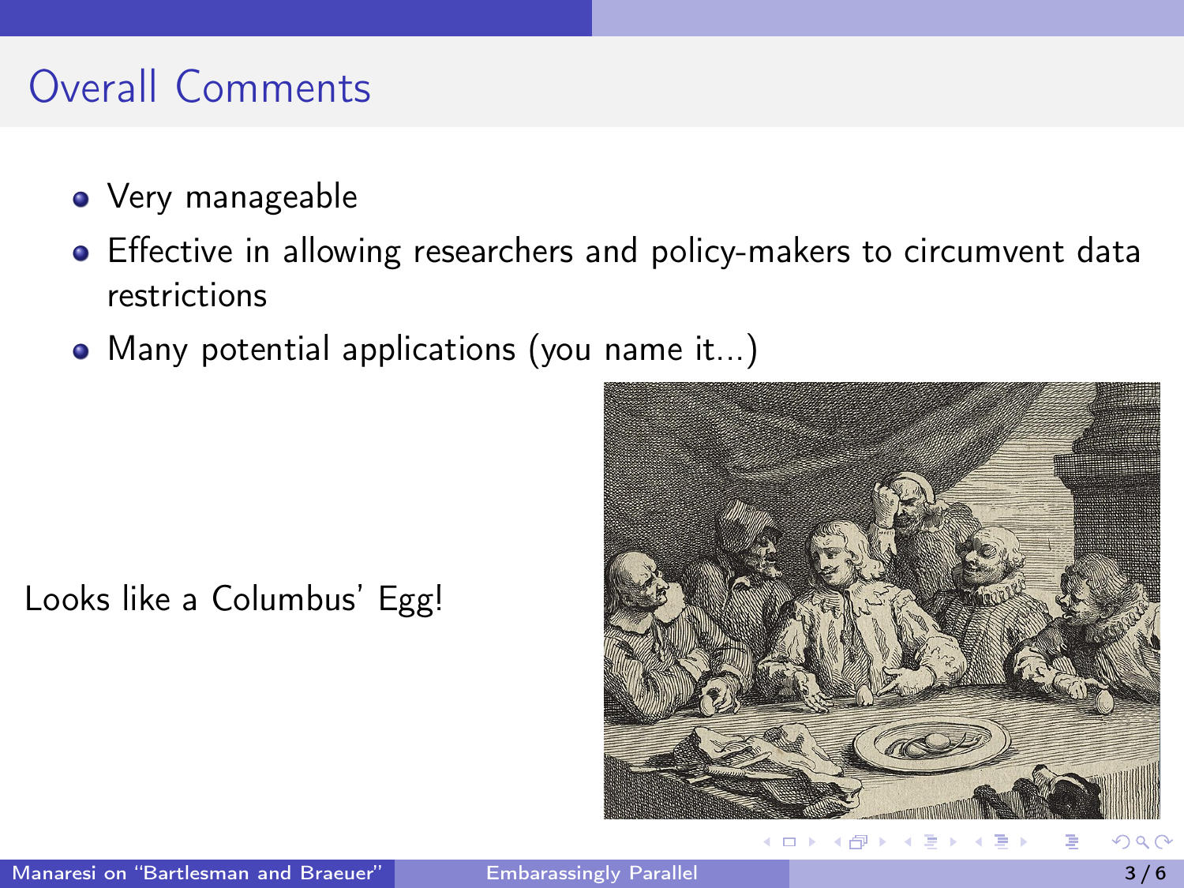# Overall Comments

- Very manageable
- Effective in allowing researchers and policy-makers to circumvent data restrictions
- Many potential applications (you name it...)

Looks like a Columbus' Egg!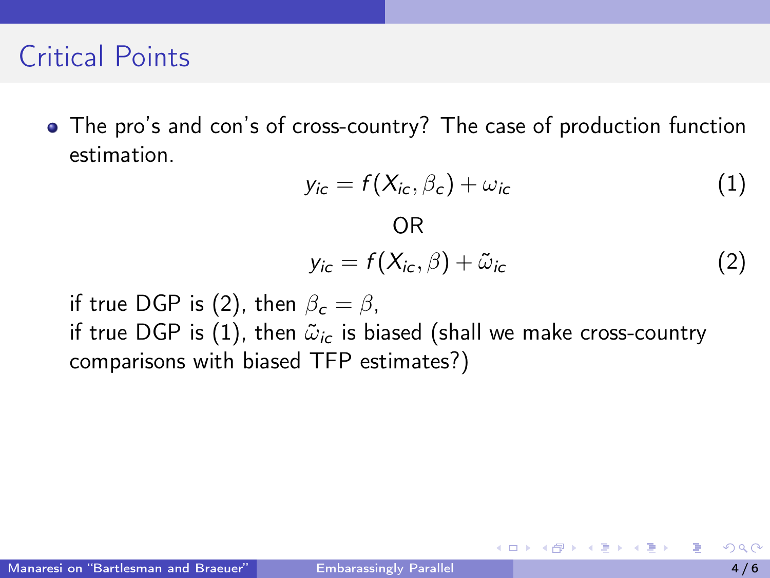# Critical Points

- The pro's and con's of cross-country? The case of production function estimation.

$$y_{ic} = f(X_{ic}, \beta_c) + \omega_{ic} \tag{1}$$

OR

$$y_{ic} = f(X_{ic}, \beta) + \tilde{\omega}_{ic} \tag{2}$$

  if true DGP is (2), then $\beta_c = \beta$,
  if true DGP is (1), then $\tilde{\omega}_{ic}$ is biased (shall we make cross-country comparisons with biased TFP estimates?)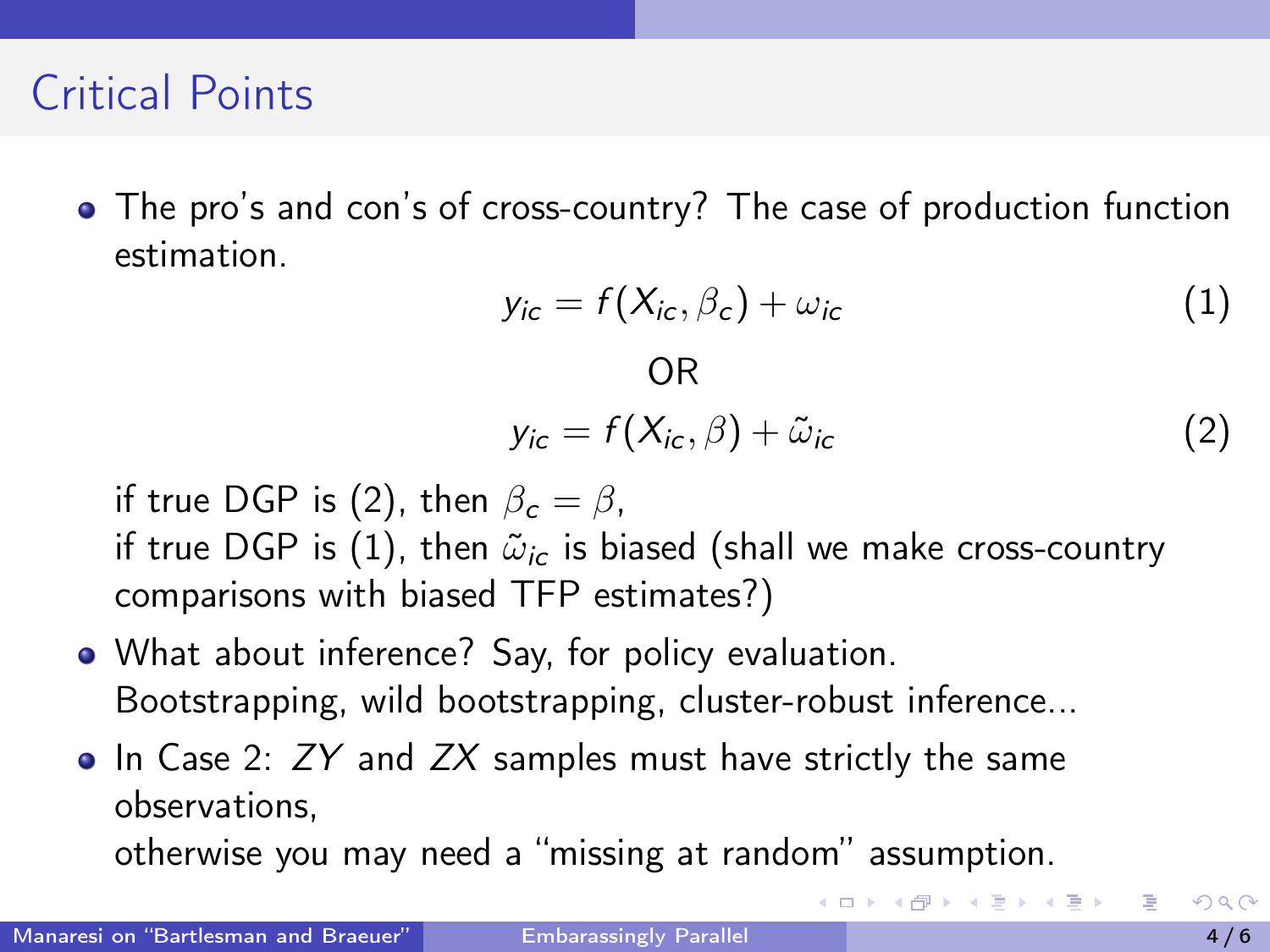# Critical Points

- The pro's and con's of cross-country? The case of production function estimation.

$$y_{ic} = f(X_{ic}, \beta_c) + \omega_{ic} \tag{1}$$

OR

$$y_{ic} = f(X_{ic}, \beta) + \tilde{\omega}_{ic} \tag{2}$$

  if true DGP is (2), then $\beta_c = \beta$,
  if true DGP is (1), then $\tilde{\omega}_{ic}$ is biased (shall we make cross-country comparisons with biased TFP estimates?)

- What about inference? Say, for policy evaluation.
  Bootstrapping, wild bootstrapping, cluster-robust inference...
- In Case 2: *ZY* and *ZX* samples must have strictly the same observations,
  otherwise you may need a "missing at random" assumption.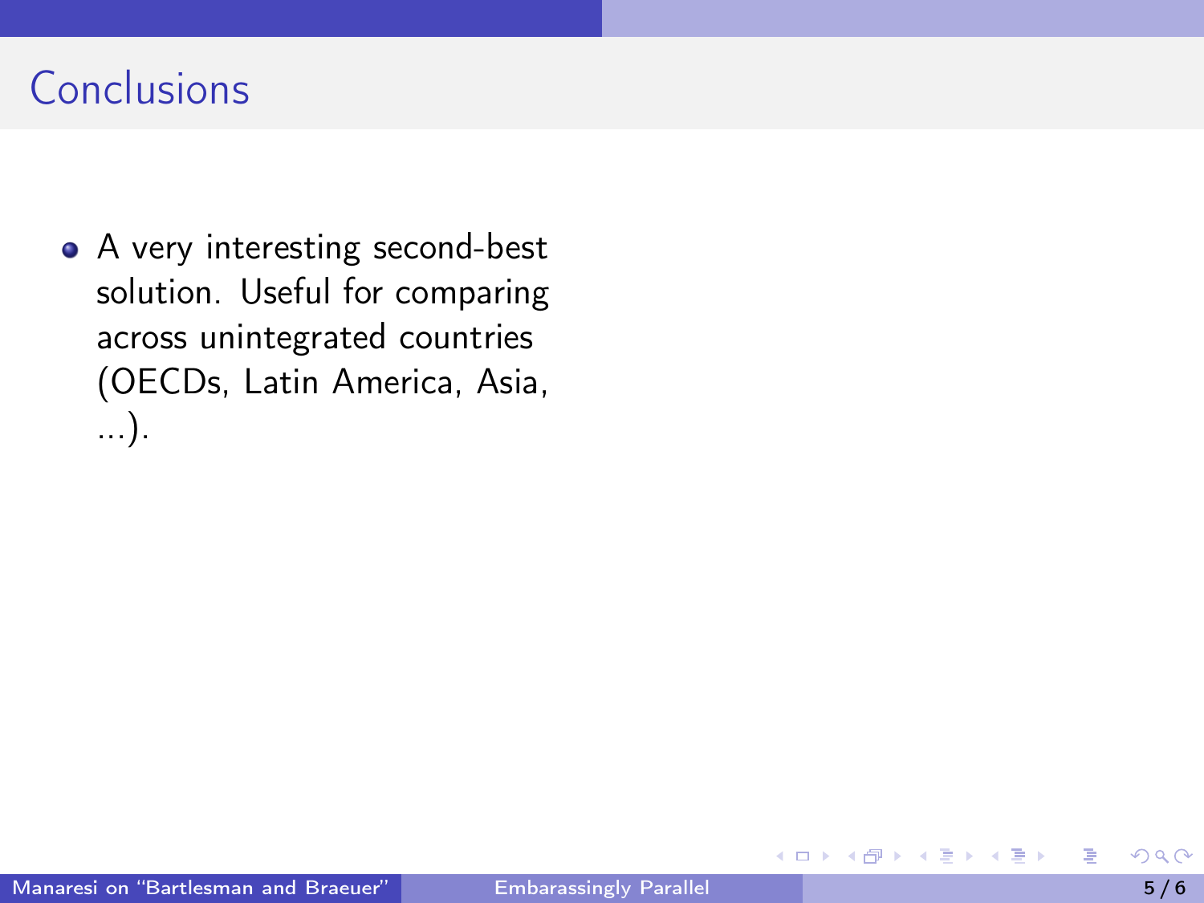# Conclusions

- A very interesting second-best solution. Useful for comparing across unintegrated countries (OECDs, Latin America, Asia, ...).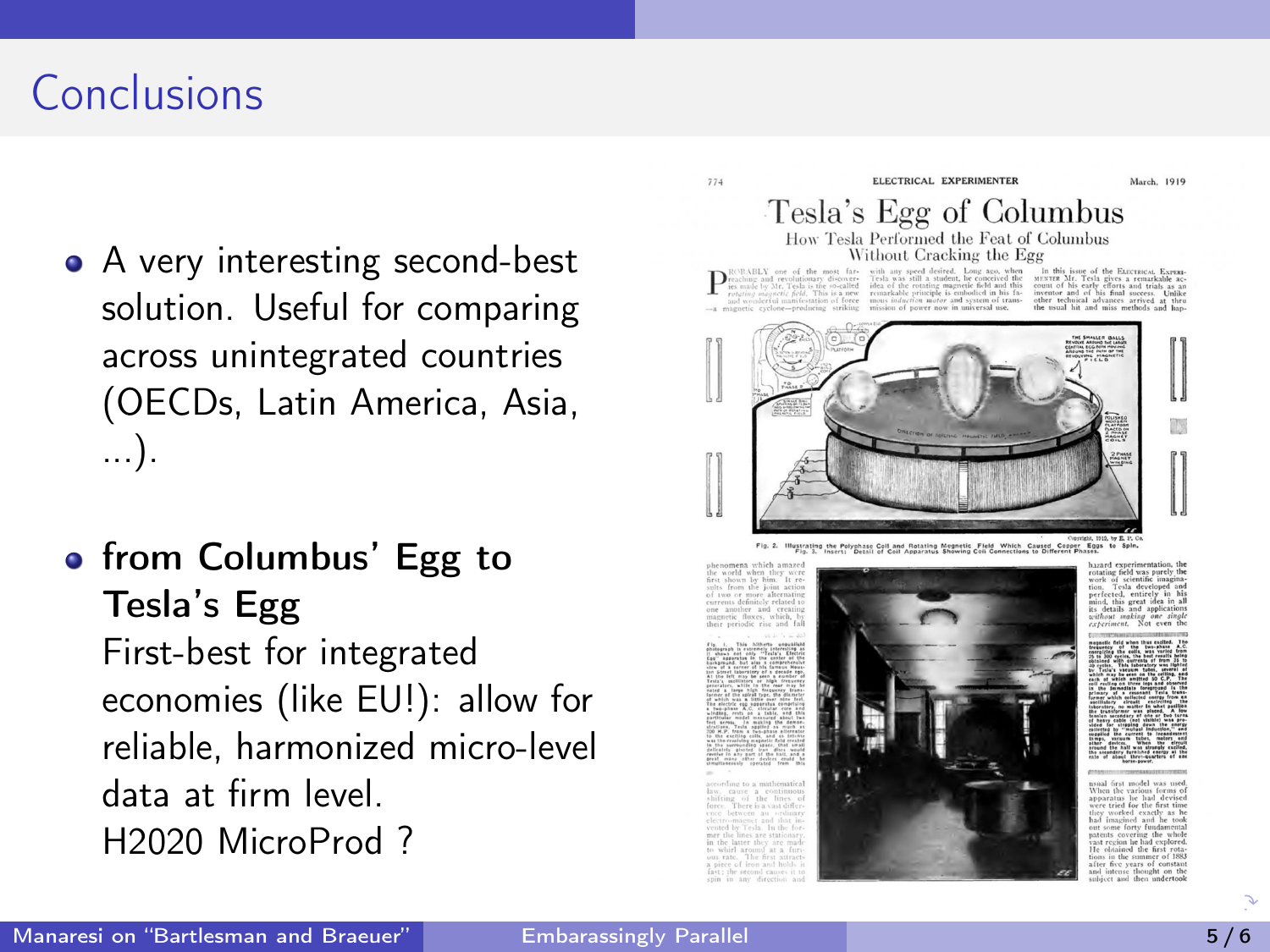## Conclusions

- A very interesting second-best solution. Useful for comparing across unintegrated countries (OECDs, Latin America, Asia, ...).

- **from Columbus' Egg to Tesla's Egg**
  First-best for integrated economies (like EU!): allow for reliable, harmonized micro-level data at firm level.
  H2020 MicroProd ?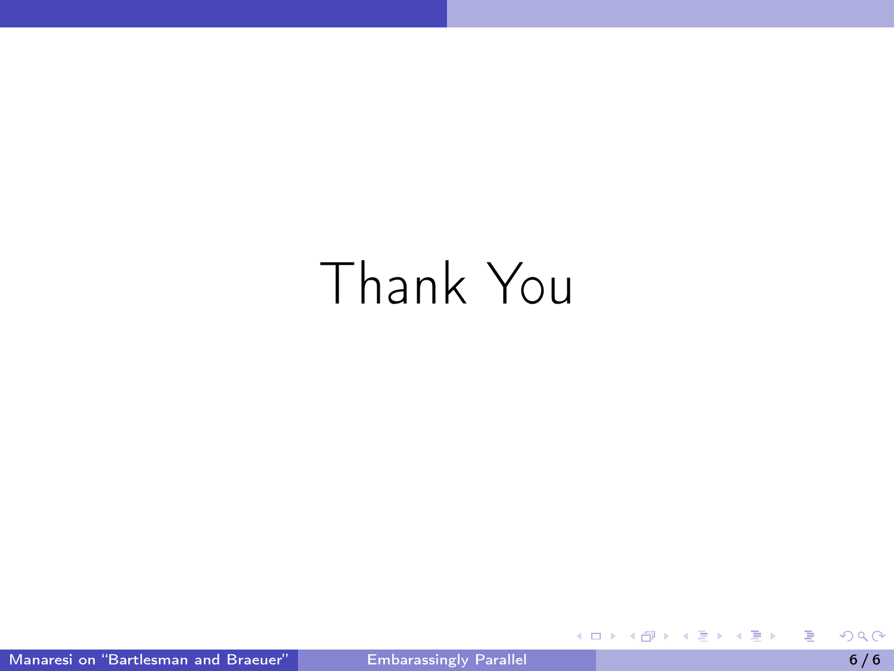# Thank You